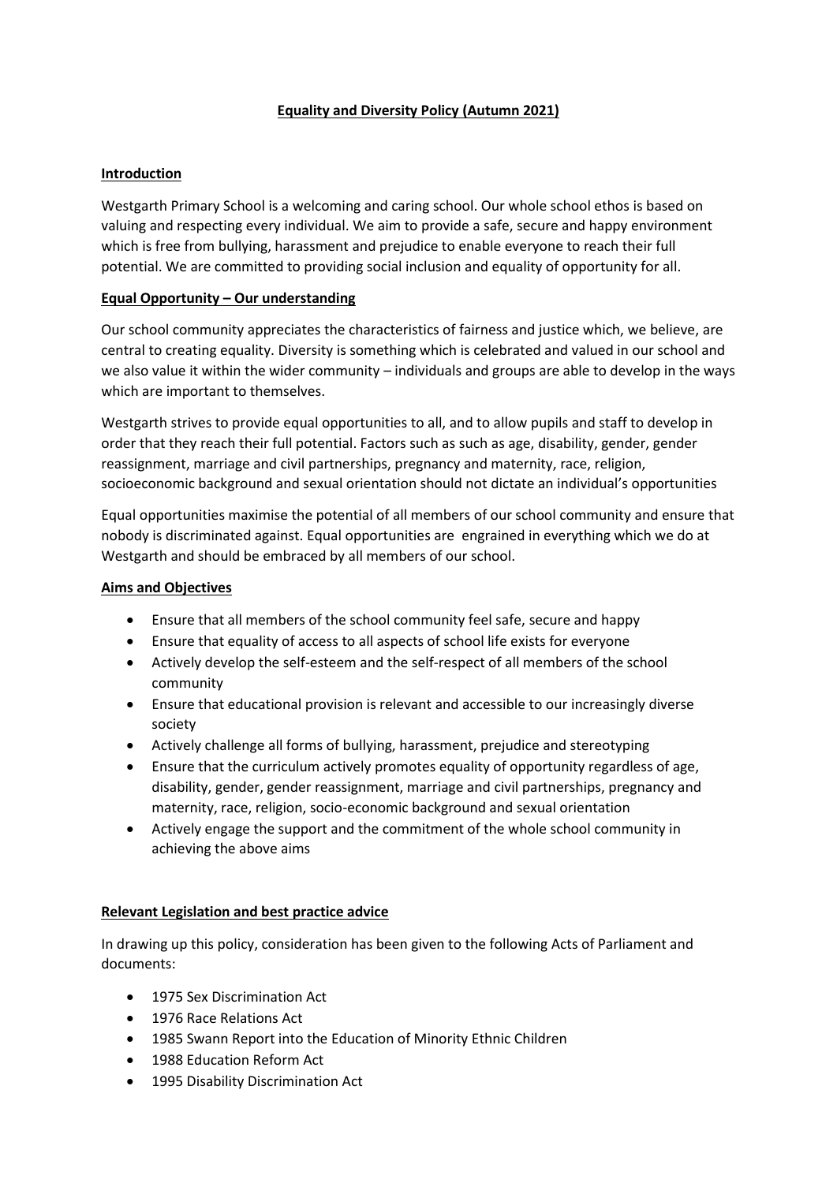# Equality and Diversity Policy (Autumn 2021)

## Introduction

Westgarth Primary School is a welcoming and caring school. Our whole school ethos is based on valuing and respecting every individual. We aim to provide a safe, secure and happy environment which is free from bullying, harassment and prejudice to enable everyone to reach their full potential. We are committed to providing social inclusion and equality of opportunity for all.

## Equal Opportunity – Our understanding

Our school community appreciates the characteristics of fairness and justice which, we believe, are central to creating equality. Diversity is something which is celebrated and valued in our school and we also value it within the wider community – individuals and groups are able to develop in the ways which are important to themselves.

Westgarth strives to provide equal opportunities to all, and to allow pupils and staff to develop in order that they reach their full potential. Factors such as such as age, disability, gender, gender reassignment, marriage and civil partnerships, pregnancy and maternity, race, religion, socioeconomic background and sexual orientation should not dictate an individual's opportunities

Equal opportunities maximise the potential of all members of our school community and ensure that nobody is discriminated against. Equal opportunities are engrained in everything which we do at Westgarth and should be embraced by all members of our school.

## Aims and Objectives

- Ensure that all members of the school community feel safe, secure and happy
- Ensure that equality of access to all aspects of school life exists for everyone
- Actively develop the self-esteem and the self-respect of all members of the school community
- Ensure that educational provision is relevant and accessible to our increasingly diverse society
- Actively challenge all forms of bullying, harassment, prejudice and stereotyping
- Ensure that the curriculum actively promotes equality of opportunity regardless of age, disability, gender, gender reassignment, marriage and civil partnerships, pregnancy and maternity, race, religion, socio-economic background and sexual orientation
- Actively engage the support and the commitment of the whole school community in achieving the above aims

## Relevant Legislation and best practice advice

In drawing up this policy, consideration has been given to the following Acts of Parliament and documents:

- 1975 Sex Discrimination Act
- 1976 Race Relations Act
- 1985 Swann Report into the Education of Minority Ethnic Children
- 1988 Education Reform Act
- 1995 Disability Discrimination Act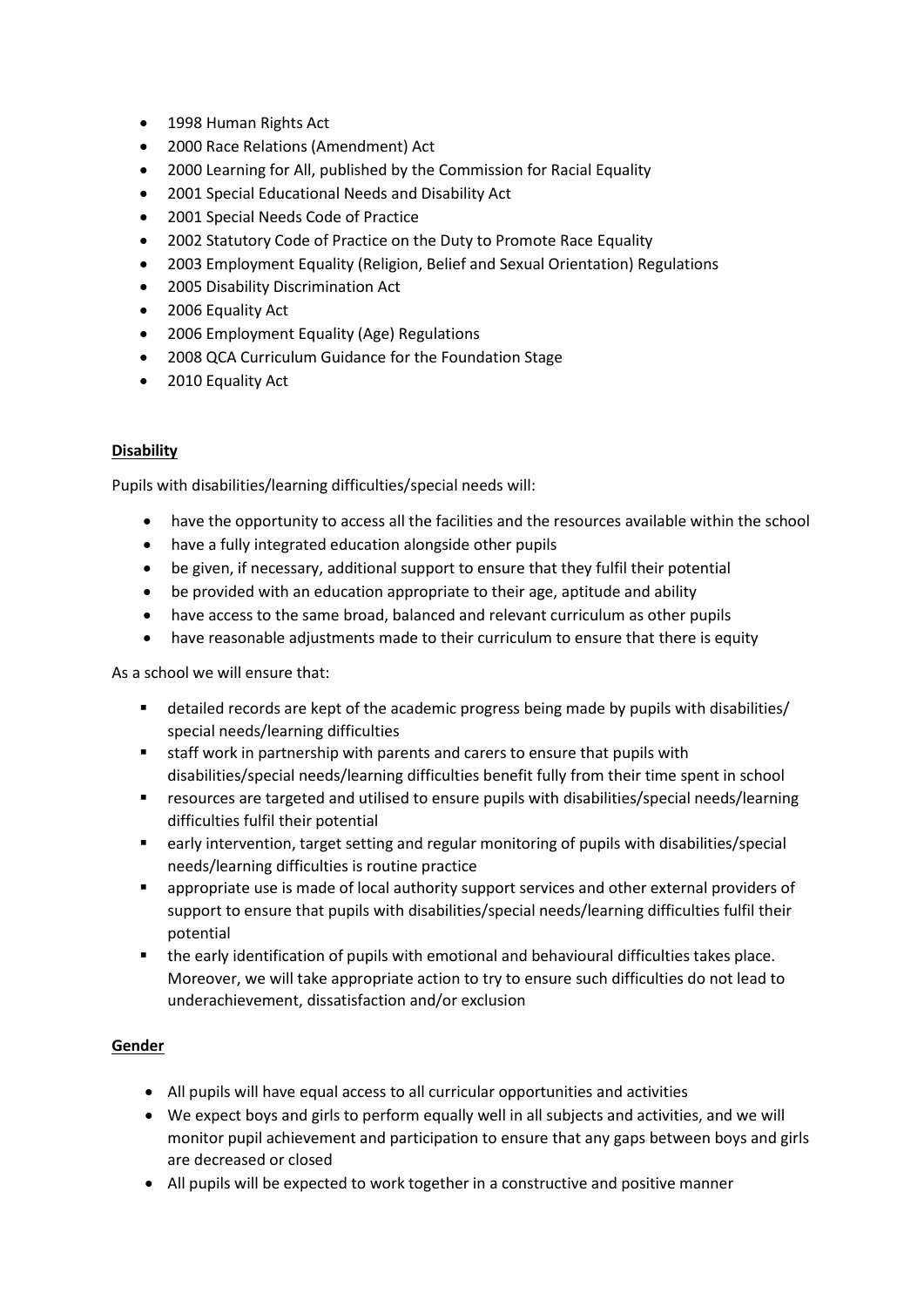- 1998 Human Rights Act
- 2000 Race Relations (Amendment) Act
- 2000 Learning for All, published by the Commission for Racial Equality
- 2001 Special Educational Needs and Disability Act
- 2001 Special Needs Code of Practice
- 2002 Statutory Code of Practice on the Duty to Promote Race Equality
- 2003 Employment Equality (Religion, Belief and Sexual Orientation) Regulations
- 2005 Disability Discrimination Act
- 2006 Equality Act
- 2006 Employment Equality (Age) Regulations
- 2008 QCA Curriculum Guidance for the Foundation Stage
- 2010 Equality Act

**Disability**

Pupils with disabilities/learning difficulties/special needs will:

- have the opportunity to access all the facilities and the resources available within the school
- have a fully integrated education alongside other pupils
- be given, if necessary, additional support to ensure that they fulfil their potential
- be provided with an education appropriate to their age, aptitude and ability
- have access to the same broad, balanced and relevant curriculum as other pupils
- have reasonable adjustments made to their curriculum to ensure that there is equity

As a school we will ensure that:

- detailed records are kept of the academic progress being made by pupils with disabilities/ special needs/learning difficulties
- staff work in partnership with parents and carers to ensure that pupils with disabilities/special needs/learning difficulties benefit fully from their time spent in school
- resources are targeted and utilised to ensure pupils with disabilities/special needs/learning difficulties fulfil their potential
- early intervention, target setting and regular monitoring of pupils with disabilities/special needs/learning difficulties is routine practice
- appropriate use is made of local authority support services and other external providers of support to ensure that pupils with disabilities/special needs/learning difficulties fulfil their potential
- the early identification of pupils with emotional and behavioural difficulties takes place. Moreover, we will take appropriate action to try to ensure such difficulties do not lead to underachievement, dissatisfaction and/or exclusion

**Gender**

- All pupils will have equal access to all curricular opportunities and activities
- We expect boys and girls to perform equally well in all subjects and activities, and we will monitor pupil achievement and participation to ensure that any gaps between boys and girls are decreased or closed
- All pupils will be expected to work together in a constructive and positive manner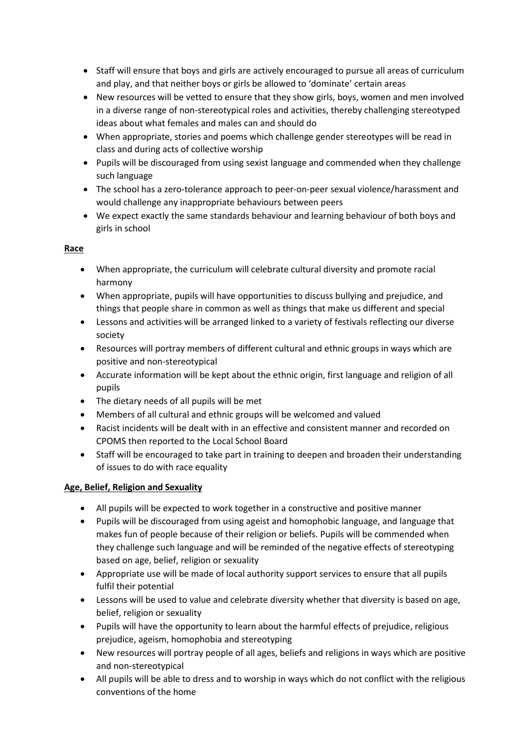- Staff will ensure that boys and girls are actively encouraged to pursue all areas of curriculum and play, and that neither boys or girls be allowed to 'dominate' certain areas
- New resources will be vetted to ensure that they show girls, boys, women and men involved in a diverse range of non-stereotypical roles and activities, thereby challenging stereotyped ideas about what females and males can and should do
- When appropriate, stories and poems which challenge gender stereotypes will be read in class and during acts of collective worship
- Pupils will be discouraged from using sexist language and commended when they challenge such language
- The school has a zero-tolerance approach to peer-on-peer sexual violence/harassment and would challenge any inappropriate behaviours between peers
- We expect exactly the same standards behaviour and learning behaviour of both boys and girls in school

**Race**

- When appropriate, the curriculum will celebrate cultural diversity and promote racial harmony
- When appropriate, pupils will have opportunities to discuss bullying and prejudice, and things that people share in common as well as things that make us different and special
- Lessons and activities will be arranged linked to a variety of festivals reflecting our diverse society
- Resources will portray members of different cultural and ethnic groups in ways which are positive and non-stereotypical
- Accurate information will be kept about the ethnic origin, first language and religion of all pupils
- The dietary needs of all pupils will be met
- Members of all cultural and ethnic groups will be welcomed and valued
- Racist incidents will be dealt with in an effective and consistent manner and recorded on CPOMS then reported to the Local School Board
- Staff will be encouraged to take part in training to deepen and broaden their understanding of issues to do with race equality

**Age, Belief, Religion and Sexuality**

- All pupils will be expected to work together in a constructive and positive manner
- Pupils will be discouraged from using ageist and homophobic language, and language that makes fun of people because of their religion or beliefs. Pupils will be commended when they challenge such language and will be reminded of the negative effects of stereotyping based on age, belief, religion or sexuality
- Appropriate use will be made of local authority support services to ensure that all pupils fulfil their potential
- Lessons will be used to value and celebrate diversity whether that diversity is based on age, belief, religion or sexuality
- Pupils will have the opportunity to learn about the harmful effects of prejudice, religious prejudice, ageism, homophobia and stereotyping
- New resources will portray people of all ages, beliefs and religions in ways which are positive and non-stereotypical
- All pupils will be able to dress and to worship in ways which do not conflict with the religious conventions of the home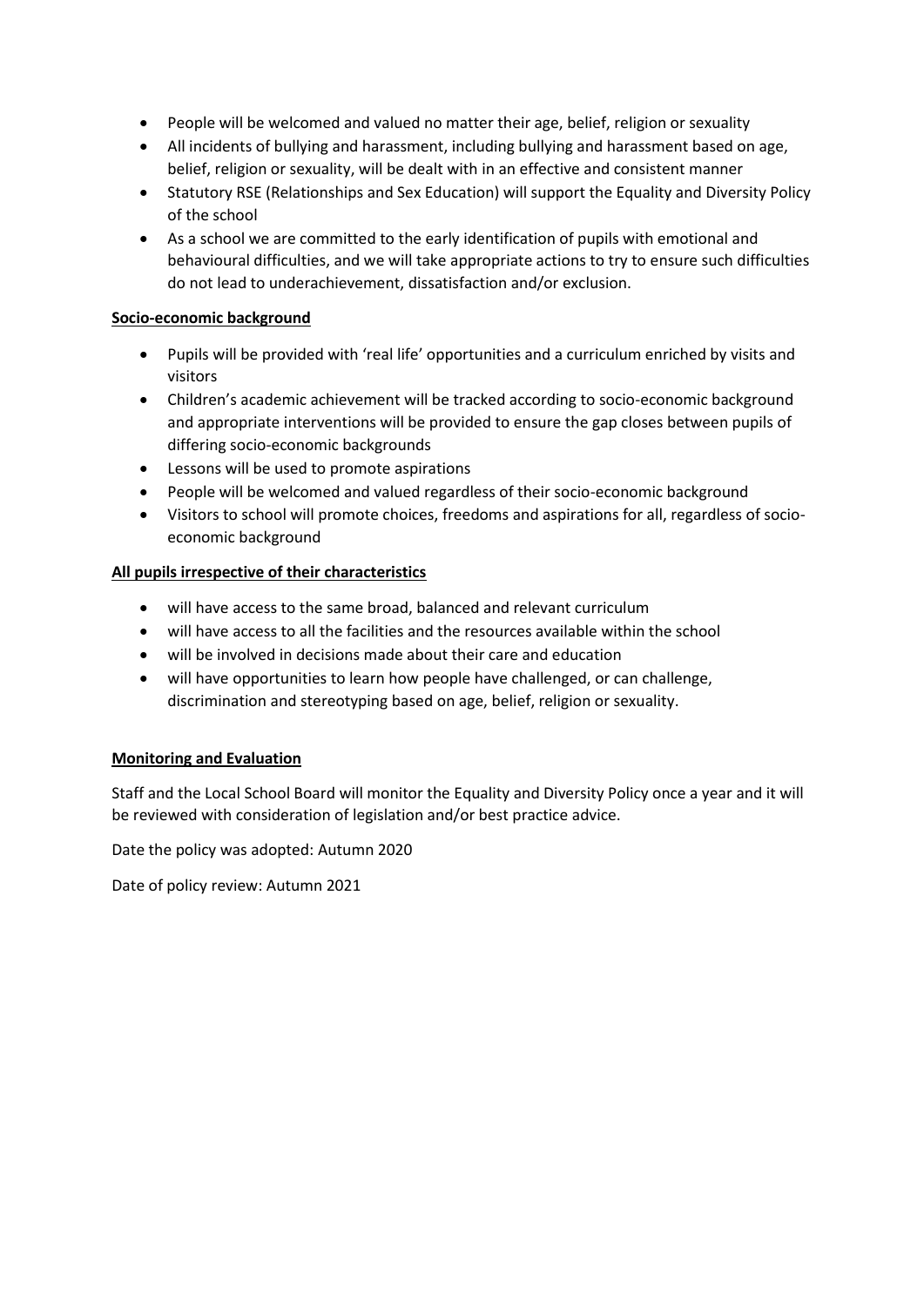- People will be welcomed and valued no matter their age, belief, religion or sexuality
- All incidents of bullying and harassment, including bullying and harassment based on age, belief, religion or sexuality, will be dealt with in an effective and consistent manner
- Statutory RSE (Relationships and Sex Education) will support the Equality and Diversity Policy of the school
- As a school we are committed to the early identification of pupils with emotional and behavioural difficulties, and we will take appropriate actions to try to ensure such difficulties do not lead to underachievement, dissatisfaction and/or exclusion.

**Socio-economic background**

- Pupils will be provided with 'real life' opportunities and a curriculum enriched by visits and visitors
- Children's academic achievement will be tracked according to socio-economic background and appropriate interventions will be provided to ensure the gap closes between pupils of differing socio-economic backgrounds
- Lessons will be used to promote aspirations
- People will be welcomed and valued regardless of their socio-economic background
- Visitors to school will promote choices, freedoms and aspirations for all, regardless of socio-economic background

**All pupils irrespective of their characteristics**

- will have access to the same broad, balanced and relevant curriculum
- will have access to all the facilities and the resources available within the school
- will be involved in decisions made about their care and education
- will have opportunities to learn how people have challenged, or can challenge, discrimination and stereotyping based on age, belief, religion or sexuality.

**Monitoring and Evaluation**

Staff and the Local School Board will monitor the Equality and Diversity Policy once a year and it will be reviewed with consideration of legislation and/or best practice advice.

Date the policy was adopted: Autumn 2020

Date of policy review: Autumn 2021